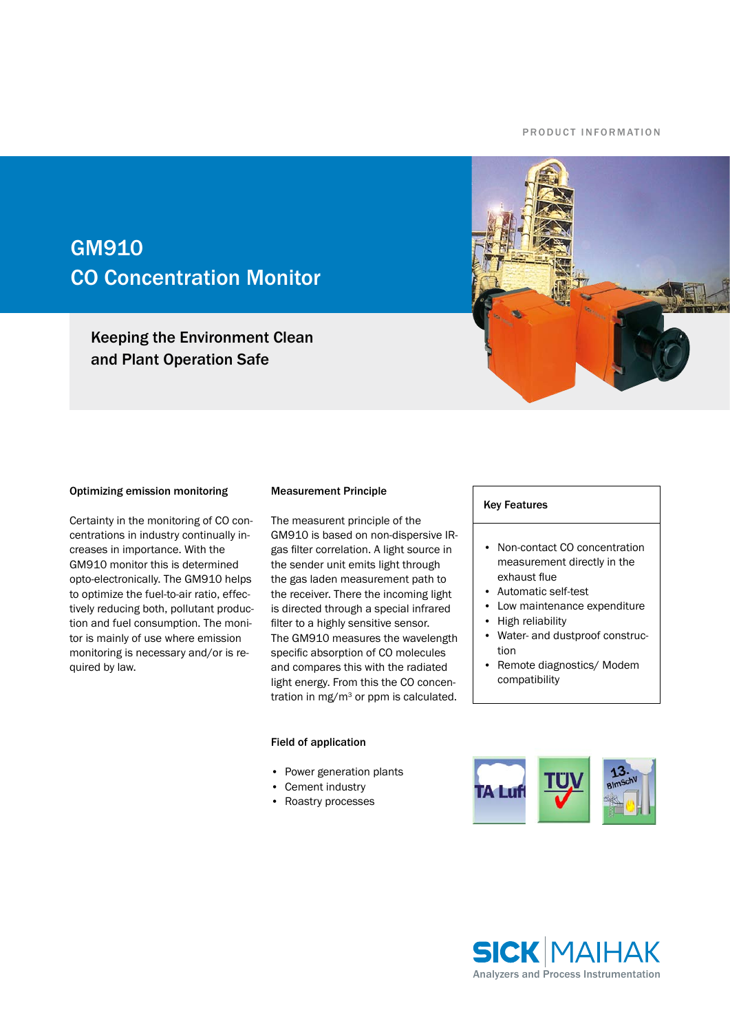PRODUCT INFORMATION

# GM910
# CO Concentration Monitor

## Keeping the Environment Clean and Plant Operation Safe

### Optimizing emission monitoring

Certainty in the monitoring of CO concentrations in industry continually increases in importance. With the GM910 monitor this is determined opto-electronically. The GM910 helps to optimize the fuel-to-air ratio, effectively reducing both, pollutant production and fuel consumption. The monitor is mainly of use where emission monitoring is necessary and/or is required by law.

### Measurement Principle

The measurent principle of the GM910 is based on non-dispersive IR-gas filter correlation. A light source in the sender unit emits light through the gas laden measurement path to the receiver. There the incoming light is directed through a special infrared filter to a highly sensitive sensor. The GM910 measures the wavelength specific absorption of CO molecules and compares this with the radiated light energy. From this the CO concentration in mg/m$^3$ or ppm is calculated.

### Key Features

- Non-contact CO concentration measurement directly in the exhaust flue
- Automatic self-test
- Low maintenance expenditure
- High reliability
- Water- and dustproof construction
- Remote diagnostics/ Modem compatibility

### Field of application

- Power generation plants
- Cement industry
- Roastry processes

TA Luft | TÜV | 13. BImSchV

SICK | MAIHAK
Analyzers and Process Instrumentation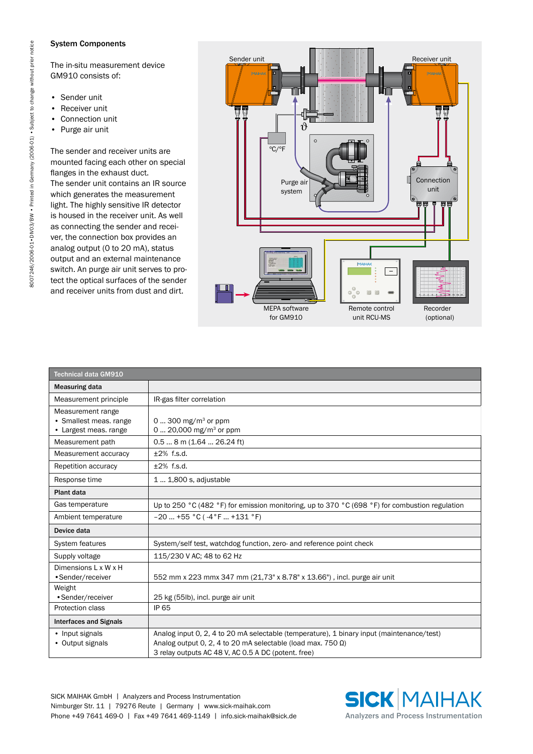## System Components

The in-situ measurement device GM910 consists of:

- Sender unit
- Receiver unit
- Connection unit
- Purge air unit

The sender and receiver units are mounted facing each other on special flanges in the exhaust duct.
The sender unit contains an IR source which generates the measurement light. The highly sensitive IR detector is housed in the receiver unit. As well as connecting the sender and receiver, the connection box provides an analog output (0 to 20 mA), status output and an external maintenance switch. An purge air unit serves to protect the optical surfaces of the sender and receiver units from dust and dirt.

Sender unit
Receiver unit
ϑ
°C/°F
Purge air system
Connection unit
MEPA software for GM910
Remote control unit RCU-MS
Recorder (optional)

| Technical data GM910 | |
|---|---|
| **Measuring data** | |
| Measurement principle | IR-gas filter correlation |
| Measurement range<br>• Smallest meas. range<br>• Largest meas. range | <br>0 ... 300 mg/m³ or ppm<br>0 ... 20,000 mg/m³ or ppm |
| Measurement path | 0.5 ... 8 m (1.64 ... 26.24 ft) |
| Measurement accuracy | ±2% f.s.d. |
| Repetition accuracy | ±2% f.s.d. |
| Response time | 1 ... 1,800 s, adjustable |
| **Plant data** | |
| Gas temperature | Up to 250 °C (482 °F) for emission monitoring, up to 370 °C (698 °F) for combustion regulation |
| Ambient temperature | –20 ... +55 °C ( -4°F ... +131 °F) |
| **Device data** | |
| System features | System/self test, watchdog function, zero- and reference point check |
| Supply voltage | 115/230 V AC; 48 to 62 Hz |
| Dimensions L x W x H<br>•Sender/receiver | <br>552 mm x 223 mmx 347 mm (21,73" x 8.78" x 13.66") , incl. purge air unit |
| Weight<br>•Sender/receiver | <br>25 kg (55lb), incl. purge air unit |
| Protection class | IP 65 |
| **Interfaces and Signals** | |
| • Input signals<br>• Output signals | Analog input 0, 2, 4 to 20 mA selectable (temperature), 1 binary input (maintenance/test)<br>Analog output 0, 2, 4 to 20 mA selectable (load max. 750 Ω)<br>3 relay outputs AC 48 V, AC 0.5 A DC (potent. free) |

SICK MAIHAK GmbH | Analyzers and Process Instrumentation
Nimburger Str. 11 | 79276 Reute | Germany | www.sick-maihak.com
Phone +49 7641 469-0 | Fax +49 7641 469-1149 | info.sick-maihak@sick.de

SICK | MAIHAK
Analyzers and Process Instrumentation